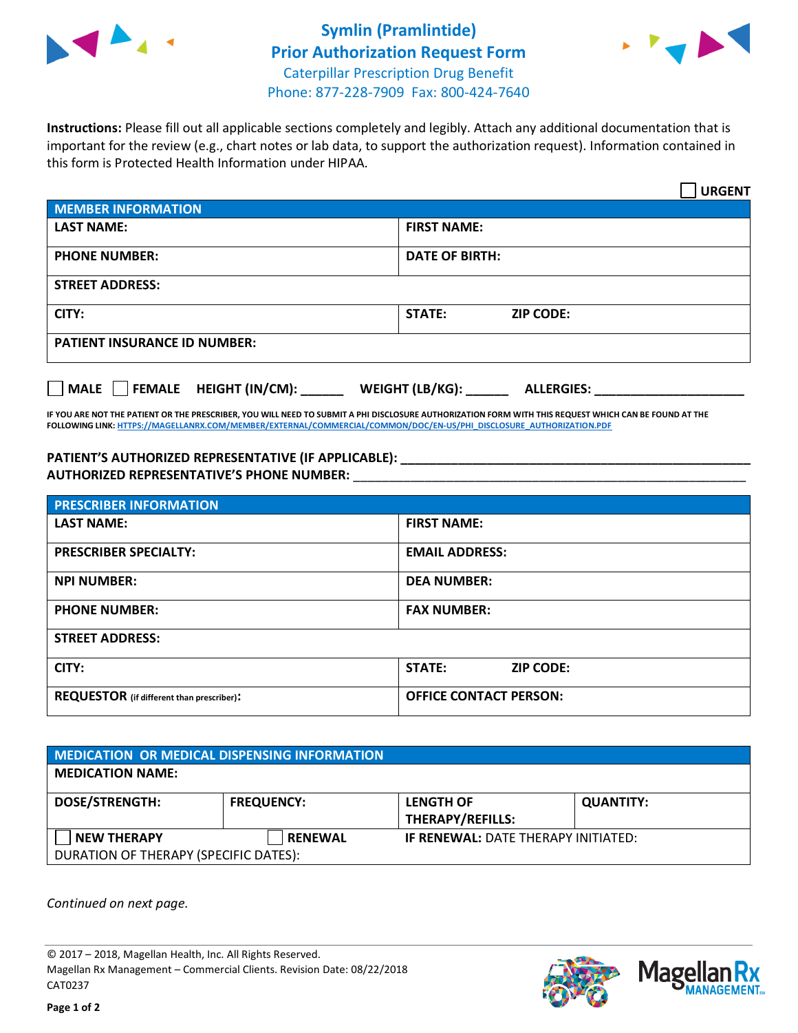# Symlin (Pramlintide) Prior Authorization Request Form

Caterpillar Prescription Drug Benefit

Phone: 877-228-7909 Fax: 800-424-7640

**Instructions:** Please fill out all applicable sections completely and legibly. Attach any additional documentation that is important for the review (e.g., chart notes or lab data, to support the authorization request). Information contained in this form is Protected Health Information under HIPAA.

☐ **URGENT**

| **MEMBER INFORMATION** | |
|---|---|
| **LAST NAME:** | **FIRST NAME:** |
| **PHONE NUMBER:** | **DATE OF BIRTH:** |
| **STREET ADDRESS:** | |
| **CITY:** | **STATE:** **ZIP CODE:** |
| **PATIENT INSURANCE ID NUMBER:** | |

☐ **MALE** ☐ **FEMALE** **HEIGHT (IN/CM):** ______ **WEIGHT (LB/KG):** ______ **ALLERGIES:** ____________________

**IF YOU ARE NOT THE PATIENT OR THE PRESCRIBER, YOU WILL NEED TO SUBMIT A PHI DISCLOSURE AUTHORIZATION FORM WITH THIS REQUEST WHICH CAN BE FOUND AT THE FOLLOWING LINK:** HTTPS://MAGELLANRX.COM/MEMBER/EXTERNAL/COMMERCIAL/COMMON/DOC/EN-US/PHI_DISCLOSURE_AUTHORIZATION.PDF

**PATIENT'S AUTHORIZED REPRESENTATIVE (IF APPLICABLE):** ____________________________________________

**AUTHORIZED REPRESENTATIVE'S PHONE NUMBER:** ____________________________________________

| **PRESCRIBER INFORMATION** | |
|---|---|
| **LAST NAME:** | **FIRST NAME:** |
| **PRESCRIBER SPECIALTY:** | **EMAIL ADDRESS:** |
| **NPI NUMBER:** | **DEA NUMBER:** |
| **PHONE NUMBER:** | **FAX NUMBER:** |
| **STREET ADDRESS:** | |
| **CITY:** | **STATE:** **ZIP CODE:** |
| **REQUESTOR** (if different than prescriber)**:** | **OFFICE CONTACT PERSON:** |

| **MEDICATION OR MEDICAL DISPENSING INFORMATION** | | | |
|---|---|---|---|
| **MEDICATION NAME:** | | | |
| **DOSE/STRENGTH:** | **FREQUENCY:** | **LENGTH OF THERAPY/REFILLS:** | **QUANTITY:** |
| ☐ **NEW THERAPY** | ☐ **RENEWAL** | **IF RENEWAL:** DATE THERAPY INITIATED: | |
| DURATION OF THERAPY (SPECIFIC DATES): | | | |

*Continued on next page.*

© 2017 – 2018, Magellan Health, Inc. All Rights Reserved.
Magellan Rx Management – Commercial Clients. Revision Date: 08/22/2018
CAT0237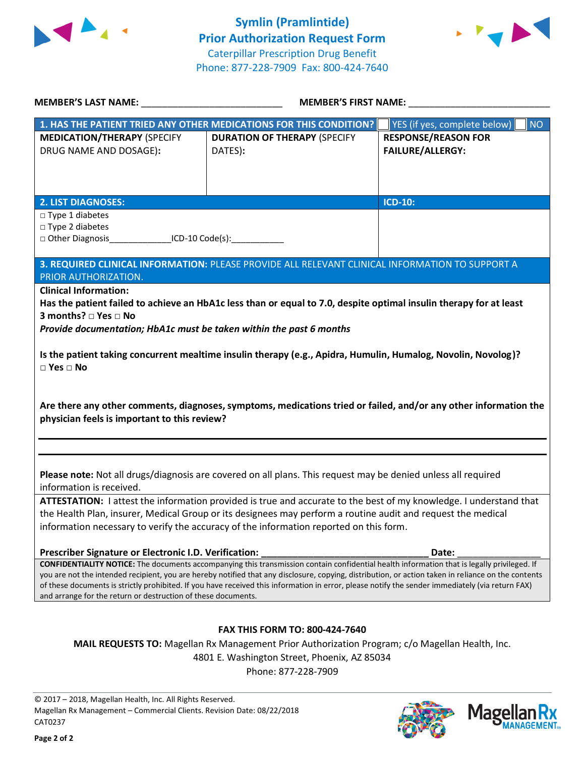# Symlin (Pramlintide) Prior Authorization Request Form

Caterpillar Prescription Drug Benefit
Phone: 877-228-7909 Fax: 800-424-7640

**MEMBER'S LAST NAME:** ___________________________ **MEMBER'S FIRST NAME:** ___________________________

**1. HAS THE PATIENT TRIED ANY OTHER MEDICATIONS FOR THIS CONDITION?** ☐ YES (if yes, complete below) ☐ NO

| **MEDICATION/THERAPY** (SPECIFY DRUG NAME AND DOSAGE): | **DURATION OF THERAPY** (SPECIFY DATES): | **RESPONSE/REASON FOR FAILURE/ALLERGY:** |
|---|---|---|
| | | |

| **2. LIST DIAGNOSES:** | **ICD-10:** |
|---|---|
| □ Type 1 diabetes<br>□ Type 2 diabetes<br>□ Other Diagnosis_____________ICD-10 Code(s):___________ | |

**3. REQUIRED CLINICAL INFORMATION:** PLEASE PROVIDE ALL RELEVANT CLINICAL INFORMATION TO SUPPORT A PRIOR AUTHORIZATION.

**Clinical Information:**

**Has the patient failed to achieve an HbA1c less than or equal to 7.0, despite optimal insulin therapy for at least 3 months? □ Yes □ No**

***Provide documentation; HbA1c must be taken within the past 6 months***

**Is the patient taking concurrent mealtime insulin therapy (e.g., Apidra, Humulin, Humalog, Novolin, Novolog)?**
**□ Yes □ No**

**Are there any other comments, diagnoses, symptoms, medications tried or failed, and/or any other information the physician feels is important to this review?**

_______________________________________________________________

_______________________________________________________________

**Please note:** Not all drugs/diagnosis are covered on all plans. This request may be denied unless all required information is received.

**ATTESTATION:** I attest the information provided is true and accurate to the best of my knowledge. I understand that the Health Plan, insurer, Medical Group or its designees may perform a routine audit and request the medical information necessary to verify the accuracy of the information reported on this form.

**Prescriber Signature or Electronic I.D. Verification:** ________________________________ **Date:** _______________

**CONFIDENTIALITY NOTICE:** The documents accompanying this transmission contain confidential health information that is legally privileged. If you are not the intended recipient, you are hereby notified that any disclosure, copying, distribution, or action taken in reliance on the contents of these documents is strictly prohibited. If you have received this information in error, please notify the sender immediately (via return FAX) and arrange for the return or destruction of these documents.

**FAX THIS FORM TO: 800-424-7640**

**MAIL REQUESTS TO:** Magellan Rx Management Prior Authorization Program; c/o Magellan Health, Inc.
4801 E. Washington Street, Phoenix, AZ 85034
Phone: 877-228-7909

© 2017 – 2018, Magellan Health, Inc. All Rights Reserved.
Magellan Rx Management – Commercial Clients. Revision Date: 08/22/2018
CAT0237